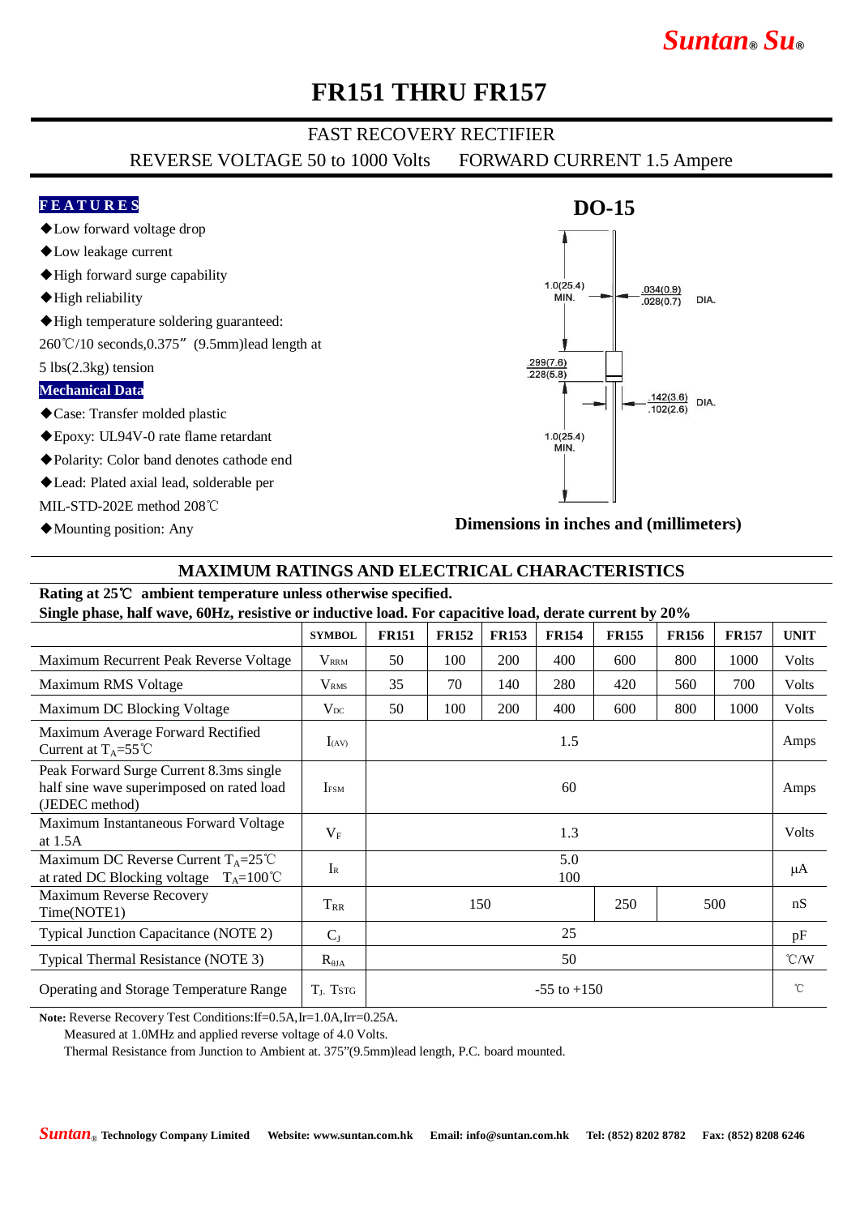# FR151 THRU FR157

## FAST RECOVERY RECTIFIER

REVERSE VOLTAGE 50 to 1000 Volts    FORWARD CURRENT 1.5 Ampere

### FEATURES

- ◆Low forward voltage drop
- ◆Low leakage current
- ◆High forward surge capability
- ◆High reliability
- ◆High temperature soldering guaranteed: 260℃/10 seconds,0.375" (9.5mm)lead length at 5 lbs(2.3kg) tension

### Mechanical Data

- ◆Case: Transfer molded plastic
- ◆Epoxy: UL94V-0 rate flame retardant
- ◆Polarity: Color band denotes cathode end
- ◆Lead: Plated axial lead, solderable per MIL-STD-202E method 208℃
- ◆Mounting position: Any

**DO-15**

1.0(25.4) MIN.

.034(0.9) / .028(0.7) DIA.

.299(7.6) / .228(5.8)

.142(3.6) / .102(2.6) DIA.

1.0(25.4) MIN.

**Dimensions in inches and (millimeters)**

## MAXIMUM RATINGS AND ELECTRICAL CHARACTERISTICS

**Rating at 25℃ ambient temperature unless otherwise specified.**
**Single phase, half wave, 60Hz, resistive or inductive load. For capacitive load, derate current by 20%**

| | SYMBOL | FR151 | FR152 | FR153 | FR154 | FR155 | FR156 | FR157 | UNIT |
|---|---|---|---|---|---|---|---|---|---|
| Maximum Recurrent Peak Reverse Voltage | $V_{RRM}$ | 50 | 100 | 200 | 400 | 600 | 800 | 1000 | Volts |
| Maximum RMS Voltage | $V_{RMS}$ | 35 | 70 | 140 | 280 | 420 | 560 | 700 | Volts |
| Maximum DC Blocking Voltage | $V_{DC}$ | 50 | 100 | 200 | 400 | 600 | 800 | 1000 | Volts |
| Maximum Average Forward Rectified Current at $T_A$=55℃ | $I_{(AV)}$ | 1.5 | | | | | | | Amps |
| Peak Forward Surge Current 8.3ms single half sine wave superimposed on rated load (JEDEC method) | $I_{FSM}$ | 60 | | | | | | | Amps |
| Maximum Instantaneous Forward Voltage at 1.5A | $V_F$ | 1.3 | | | | | | | Volts |
| Maximum DC Reverse Current $T_A$=25℃ at rated DC Blocking voltage $T_A$=100℃ | $I_R$ | 5.0 / 100 | | | | | | | μA |
| Maximum Reverse Recovery Time(NOTE1) | $T_{RR}$ | 150 | | | | 250 | 500 | | nS |
| Typical Junction Capacitance (NOTE 2) | $C_J$ | 25 | | | | | | | pF |
| Typical Thermal Resistance (NOTE 3) | $R_{\theta JA}$ | 50 | | | | | | | ℃/W |
| Operating and Storage Temperature Range | $T_J$, $T_{STG}$ | -55 to +150 | | | | | | | ℃ |

**Note:** Reverse Recovery Test Conditions:If=0.5A,Ir=1.0A,Irr=0.25A.

Measured at 1.0MHz and applied reverse voltage of 4.0 Volts.

Thermal Resistance from Junction to Ambient at. 375"(9.5mm)lead length, P.C. board mounted.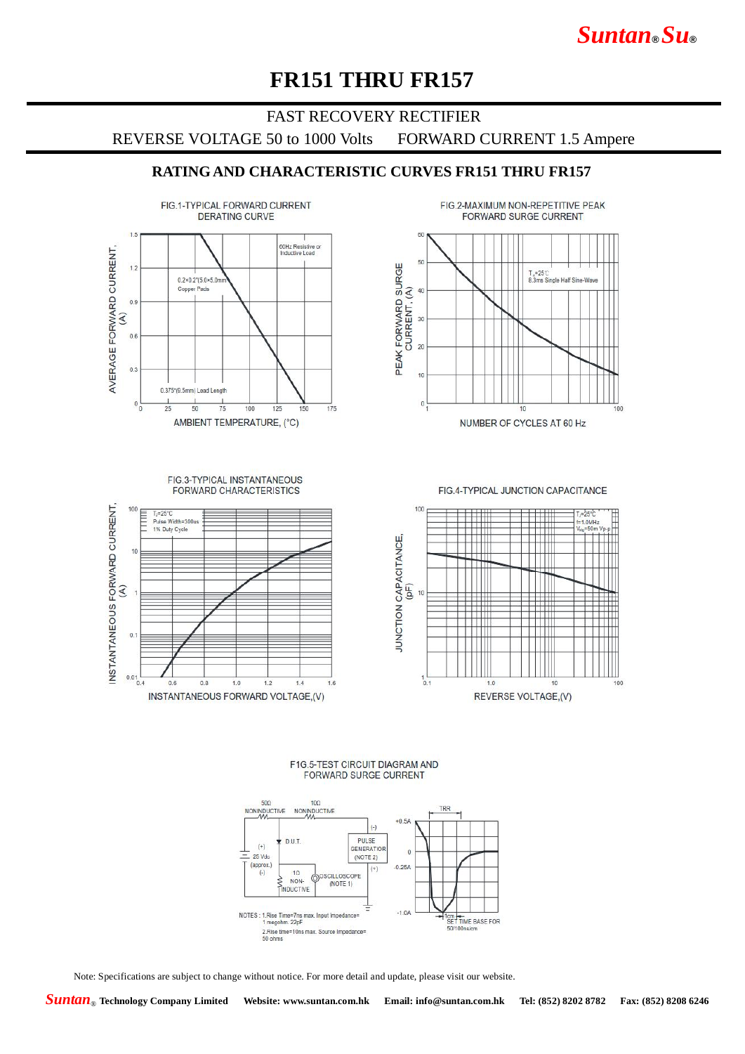# FR151 THRU FR157

FAST RECOVERY RECTIFIER

REVERSE VOLTAGE 50 to 1000 Volts FORWARD CURRENT 1.5 Ampere

## RATING AND CHARACTERISTIC CURVES FR151 THRU FR157

FIG.1-TYPICAL FORWARD CURRENT DERATING CURVE

AVERAGE FORWARD CURRENT, (A)

1.5
1.2
0.9
0.6
0.3
0

60Hz Resistive or Inductive Load

0.2×0.2"(5.0×5.0mm) Copper Pads

0.375"(9.5mm) Lead Length

0 25 50 75 100 125 150 175

AMBIENT TEMPERATURE, (°C)

FIG.2-MAXIMUM NON-REPETITIVE PEAK FORWARD SURGE CURRENT

PEAK FORWARD SURGE CURRENT, (A)

60
50
40
30
20
10
0

$T_J$=25°C
8.3ms Single Half Sine-Wave

1 10 100

NUMBER OF CYCLES AT 60 Hz

FIG.3-TYPICAL INSTANTANEOUS FORWARD CHARACTERISTICS

INSTANTANEOUS FORWARD CURRENT, (A)

100
10
1
0.1
0.01

$T_J$=25°C
Pulse Width=300us
1% Duty Cycle

0.4 0.6 0.8 1.0 1.2 1.4 1.6

INSTANTANEOUS FORWARD VOLTAGE,(V)

FIG.4-TYPICAL JUNCTION CAPACITANCE

JUNCTION CAPACITANCE, (pF)

100
10
1

$T_J$=25°C
f=1.0MHz
$V_{sig}$=50m Vp-p

0.1 1.0 10 100

REVERSE VOLTAGE,(V)

FIG.5-TEST CIRCUIT DIAGRAM AND FORWARD SURGE CURRENT

50Ω NONINDUCTIVE

10Ω NONINDUCTIVE

D.U.T.

(+) 25 Vdc (approx.) (-)

PULSE GENERATOR (NOTE 2)

(-)

(+)

1Ω NON-INDUCTIVE

OSCILLOSCOPE (NOTE 1)

TRR

+0.5A

0

-0.25A

-1.0A

1cm

SET TIME BASE FOR 50/100ns/cm

NOTES : 1.Rise Time=7ns max. Input Impedance= 1 megohm. 22pF
2.Rise time=10ns max. Source Impedance= 50 ohms

Note: Specifications are subject to change without notice. For more detail and update, please visit our website.

Suntan® Technology Company Limited Website: www.suntan.com.hk Email: info@suntan.com.hk Tel: (852) 8202 8782 Fax: (852) 8208 6246